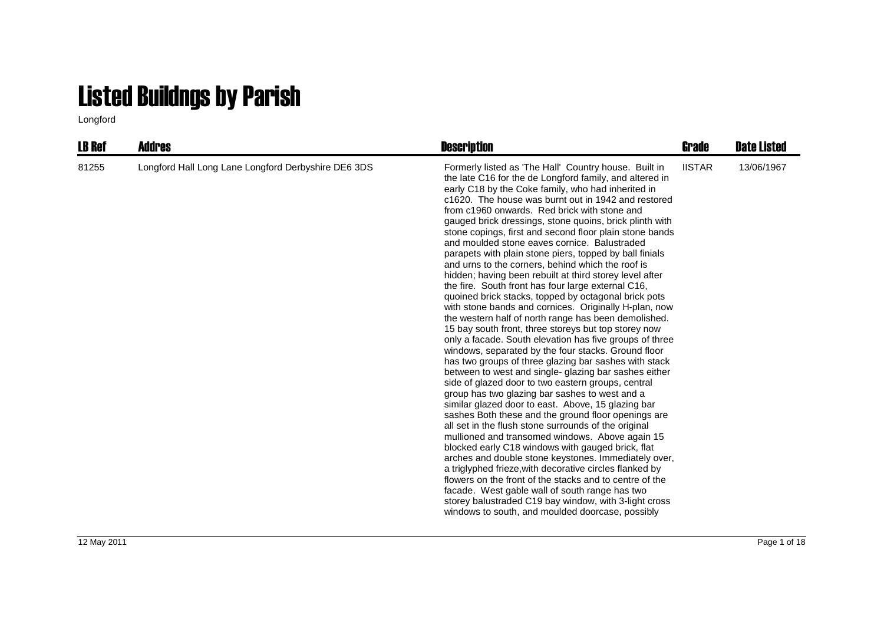# Listed Buildngs by Parish

Longford

| LB Ref | Addres | Description | Grade | Date Listed |
|---|---|---|---|---|
| 81255 | Longford Hall Long Lane Longford Derbyshire DE6 3DS | Formerly listed as 'The Hall' Country house. Built in the late C16 for the de Longford family, and altered in early C18 by the Coke family, who had inherited in c1620. The house was burnt out in 1942 and restored from c1960 onwards. Red brick with stone and gauged brick dressings, stone quoins, brick plinth with stone copings, first and second floor plain stone bands and moulded stone eaves cornice. Balustraded parapets with plain stone piers, topped by ball finials and urns to the corners, behind which the roof is hidden; having been rebuilt at third storey level after the fire. South front has four large external C16, quoined brick stacks, topped by octagonal brick pots with stone bands and cornices. Originally H-plan, now the western half of north range has been demolished. 15 bay south front, three storeys but top storey now only a facade. South elevation has five groups of three windows, separated by the four stacks. Ground floor has two groups of three glazing bar sashes with stack between to west and single- glazing bar sashes either side of glazed door to two eastern groups, central group has two glazing bar sashes to west and a similar glazed door to east. Above, 15 glazing bar sashes Both these and the ground floor openings are all set in the flush stone surrounds of the original mullioned and transomed windows. Above again 15 blocked early C18 windows with gauged brick, flat arches and double stone keystones. Immediately over, a triglyphed frieze,with decorative circles flanked by flowers on the front of the stacks and to centre of the facade. West gable wall of south range has two storey balustraded C19 bay window, with 3-light cross windows to south, and moulded doorcase, possibly | IISTAR | 13/06/1967 |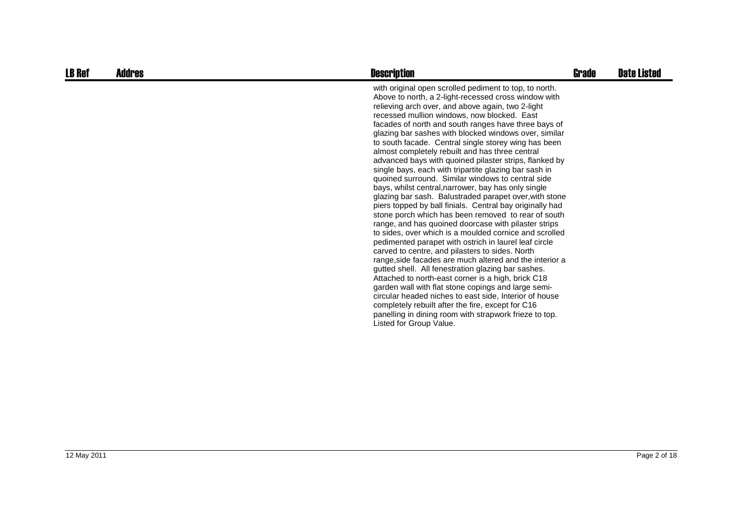| LB Ref | Addres | Description | Grade | Date Listed |
|---|---|---|---|---|
| | | with original open scrolled pediment to top, to north. Above to north, a 2-light-recessed cross window with relieving arch over, and above again, two 2-light recessed mullion windows, now blocked. East facades of north and south ranges have three bays of glazing bar sashes with blocked windows over, similar to south facade. Central single storey wing has been almost completely rebuilt and has three central advanced bays with quoined pilaster strips, flanked by single bays, each with tripartite glazing bar sash in quoined surround. Similar windows to central side bays, whilst central,narrower, bay has only single glazing bar sash. Balustraded parapet over,with stone piers topped by ball finials. Central bay originally had stone porch which has been removed to rear of south range, and has quoined doorcase with pilaster strips to sides, over which is a moulded cornice and scrolled pedimented parapet with ostrich in laurel leaf circle carved to centre, and pilasters to sides. North range,side facades are much altered and the interior a gutted shell. All fenestration glazing bar sashes. Attached to north-east corner is a high, brick C18 garden wall with flat stone copings and large semi-circular headed niches to east side, Interior of house completely rebuilt after the fire, except for C16 panelling in dining room with strapwork frieze to top. Listed for Group Value. | | |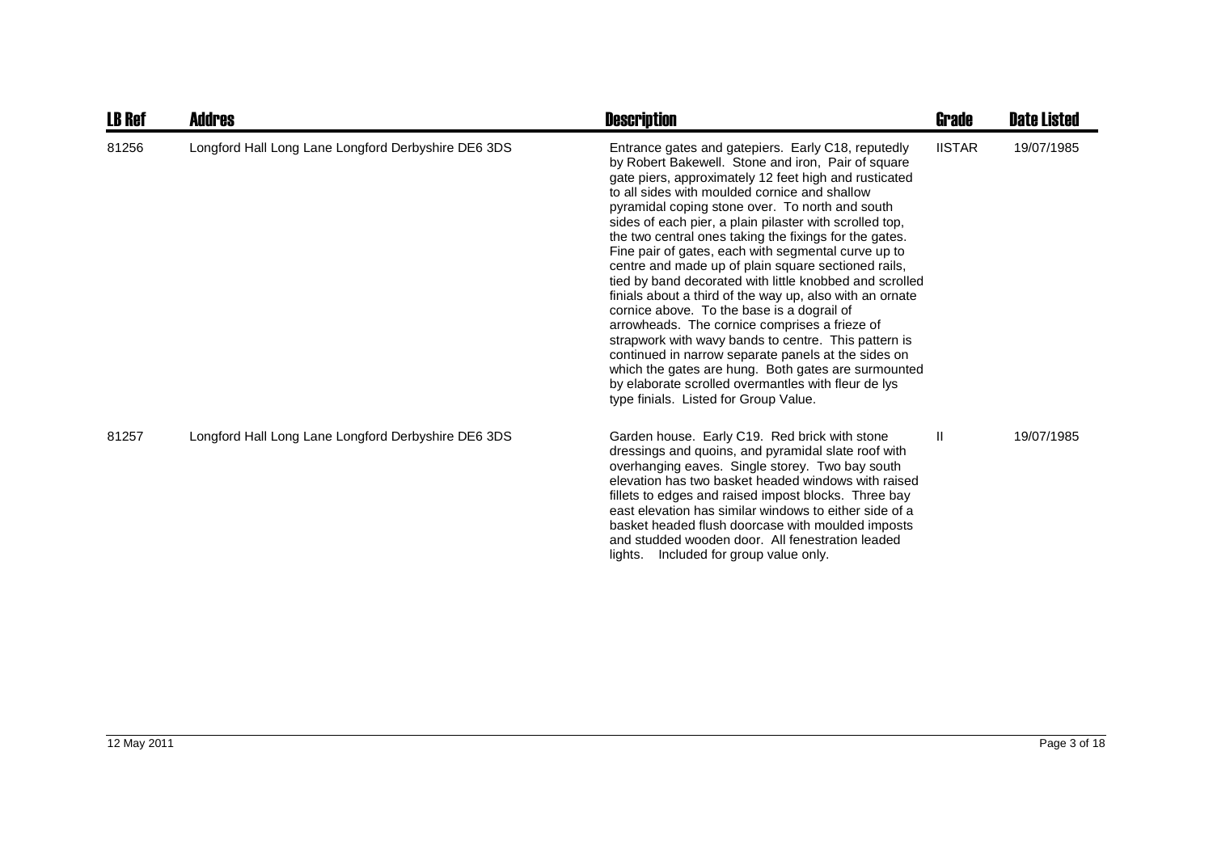| LB Ref | Addres | Description | Grade | Date Listed |
|---|---|---|---|---|
| 81256 | Longford Hall Long Lane Longford Derbyshire DE6 3DS | Entrance gates and gatepiers. Early C18, reputedly by Robert Bakewell. Stone and iron, Pair of square gate piers, approximately 12 feet high and rusticated to all sides with moulded cornice and shallow pyramidal coping stone over. To north and south sides of each pier, a plain pilaster with scrolled top, the two central ones taking the fixings for the gates. Fine pair of gates, each with segmental curve up to centre and made up of plain square sectioned rails, tied by band decorated with little knobbed and scrolled finials about a third of the way up, also with an ornate cornice above. To the base is a dograil of arrowheads. The cornice comprises a frieze of strapwork with wavy bands to centre. This pattern is continued in narrow separate panels at the sides on which the gates are hung. Both gates are surmounted by elaborate scrolled overmantles with fleur de lys type finials. Listed for Group Value. | IISTAR | 19/07/1985 |
| 81257 | Longford Hall Long Lane Longford Derbyshire DE6 3DS | Garden house. Early C19. Red brick with stone dressings and quoins, and pyramidal slate roof with overhanging eaves. Single storey. Two bay south elevation has two basket headed windows with raised fillets to edges and raised impost blocks. Three bay east elevation has similar windows to either side of a basket headed flush doorcase with moulded imposts and studded wooden door. All fenestration leaded lights. Included for group value only. | II | 19/07/1985 |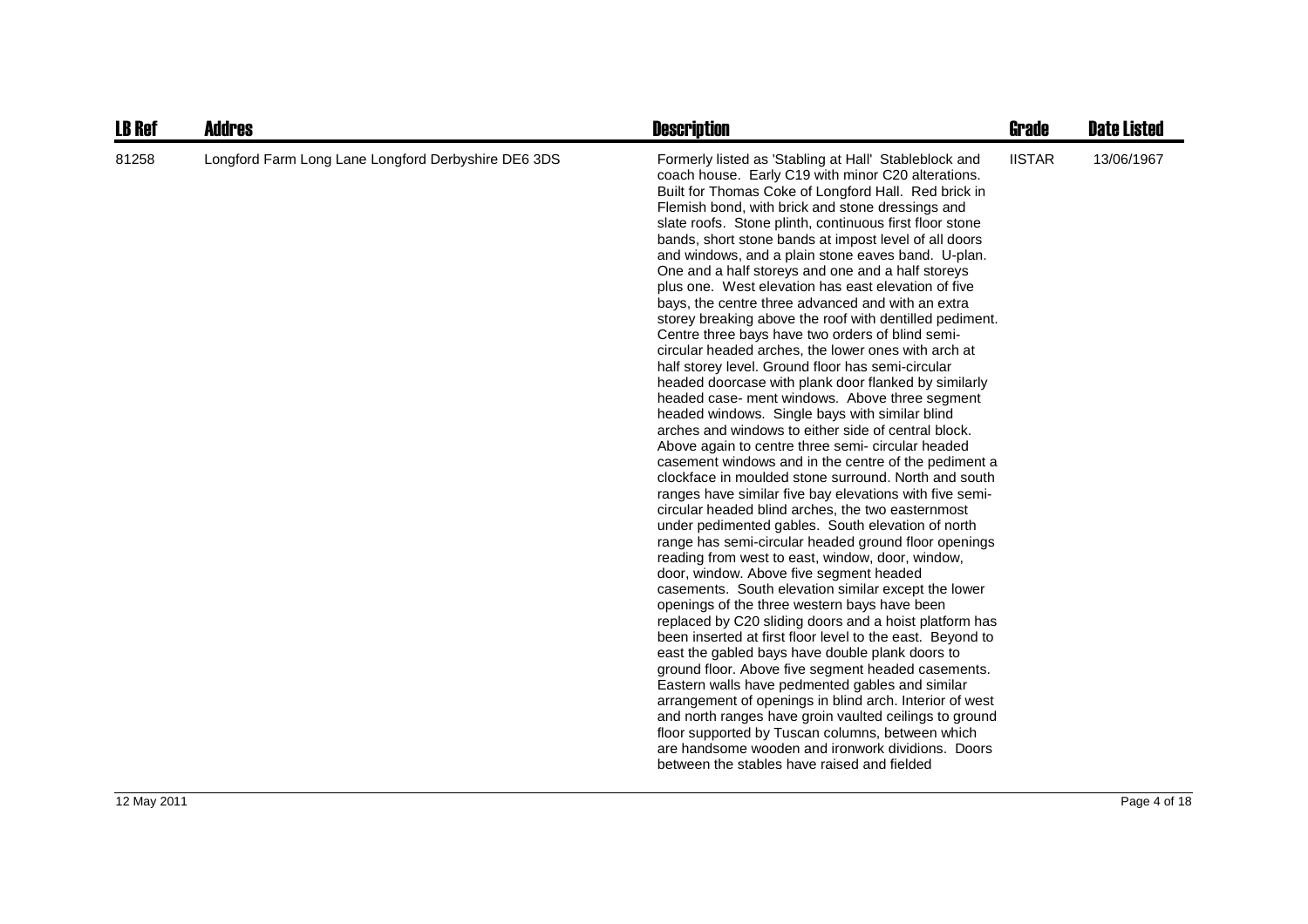| LB Ref | Addres | Description | Grade | Date Listed |
| --- | --- | --- | --- | --- |
| 81258 | Longford Farm Long Lane Longford Derbyshire DE6 3DS | Formerly listed as 'Stabling at Hall' Stableblock and coach house. Early C19 with minor C20 alterations. Built for Thomas Coke of Longford Hall. Red brick in Flemish bond, with brick and stone dressings and slate roofs. Stone plinth, continuous first floor stone bands, short stone bands at impost level of all doors and windows, and a plain stone eaves band. U-plan. One and a half storeys and one and a half storeys plus one. West elevation has east elevation of five bays, the centre three advanced and with an extra storey breaking above the roof with dentilled pediment. Centre three bays have two orders of blind semi-circular headed arches, the lower ones with arch at half storey level. Ground floor has semi-circular headed doorcase with plank door flanked by similarly headed case- ment windows. Above three segment headed windows. Single bays with similar blind arches and windows to either side of central block. Above again to centre three semi- circular headed casement windows and in the centre of the pediment a clockface in moulded stone surround. North and south ranges have similar five bay elevations with five semi-circular headed blind arches, the two easternmost under pedimented gables. South elevation of north range has semi-circular headed ground floor openings reading from west to east, window, door, window, door, window. Above five segment headed casements. South elevation similar except the lower openings of the three western bays have been replaced by C20 sliding doors and a hoist platform has been inserted at first floor level to the east. Beyond to east the gabled bays have double plank doors to ground floor. Above five segment headed casements. Eastern walls have pedmented gables and similar arrangement of openings in blind arch. Interior of west and north ranges have groin vaulted ceilings to ground floor supported by Tuscan columns, between which are handsome wooden and ironwork dividions. Doors between the stables have raised and fielded | IISTAR | 13/06/1967 |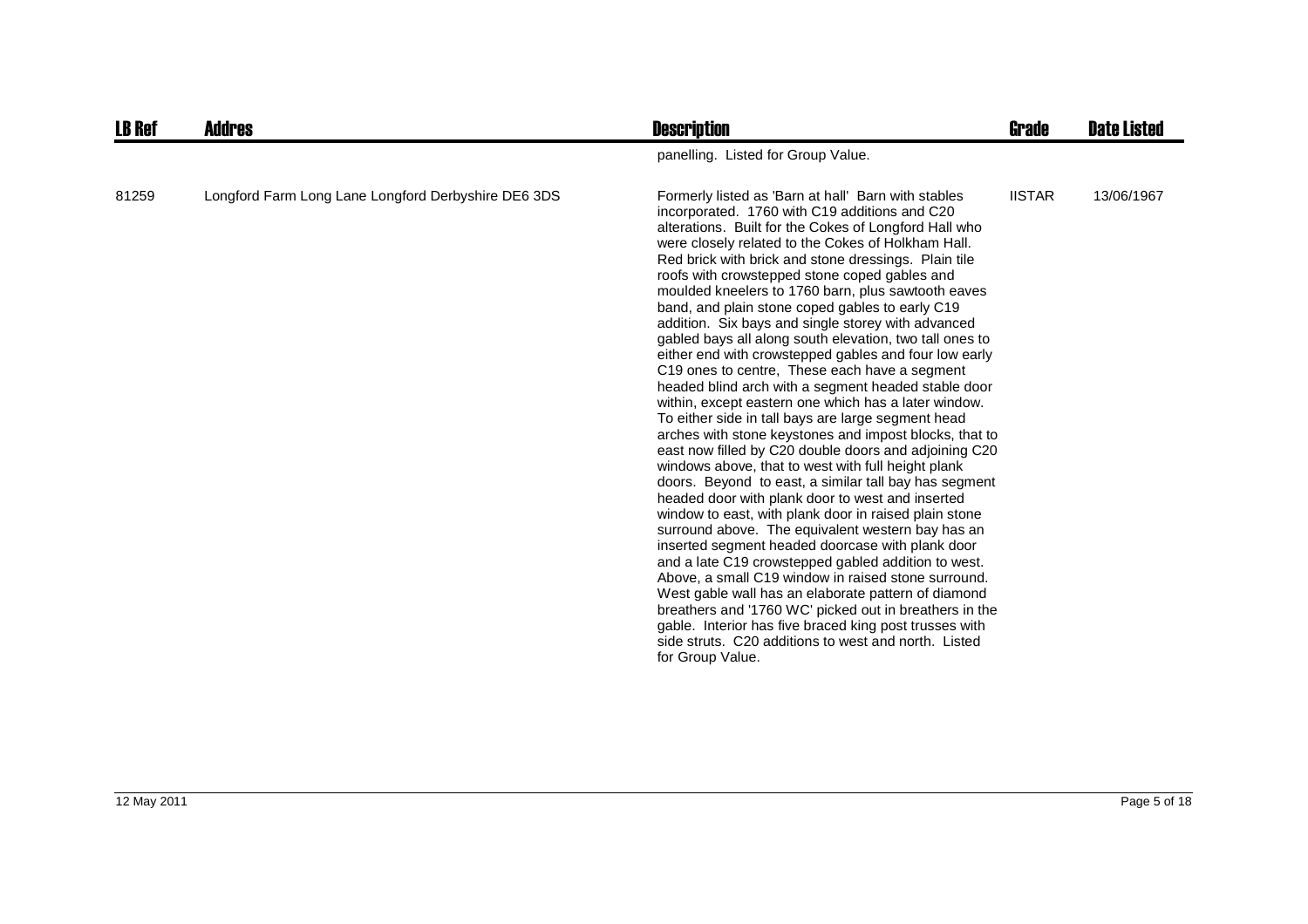| LB Ref | Addres | Description | Grade | Date Listed |
|---|---|---|---|---|
| | | panelling. Listed for Group Value. | | |
| 81259 | Longford Farm Long Lane Longford Derbyshire DE6 3DS | Formerly listed as 'Barn at hall' Barn with stables incorporated. 1760 with C19 additions and C20 alterations. Built for the Cokes of Longford Hall who were closely related to the Cokes of Holkham Hall. Red brick with brick and stone dressings. Plain tile roofs with crowstepped stone coped gables and moulded kneelers to 1760 barn, plus sawtooth eaves band, and plain stone coped gables to early C19 addition. Six bays and single storey with advanced gabled bays all along south elevation, two tall ones to either end with crowstepped gables and four low early C19 ones to centre, These each have a segment headed blind arch with a segment headed stable door within, except eastern one which has a later window. To either side in tall bays are large segment head arches with stone keystones and impost blocks, that to east now filled by C20 double doors and adjoining C20 windows above, that to west with full height plank doors. Beyond to east, a similar tall bay has segment headed door with plank door to west and inserted window to east, with plank door in raised plain stone surround above. The equivalent western bay has an inserted segment headed doorcase with plank door and a late C19 crowstepped gabled addition to west. Above, a small C19 window in raised stone surround. West gable wall has an elaborate pattern of diamond breathers and '1760 WC' picked out in breathers in the gable. Interior has five braced king post trusses with side struts. C20 additions to west and north. Listed for Group Value. | IISTAR | 13/06/1967 |

12 May 2011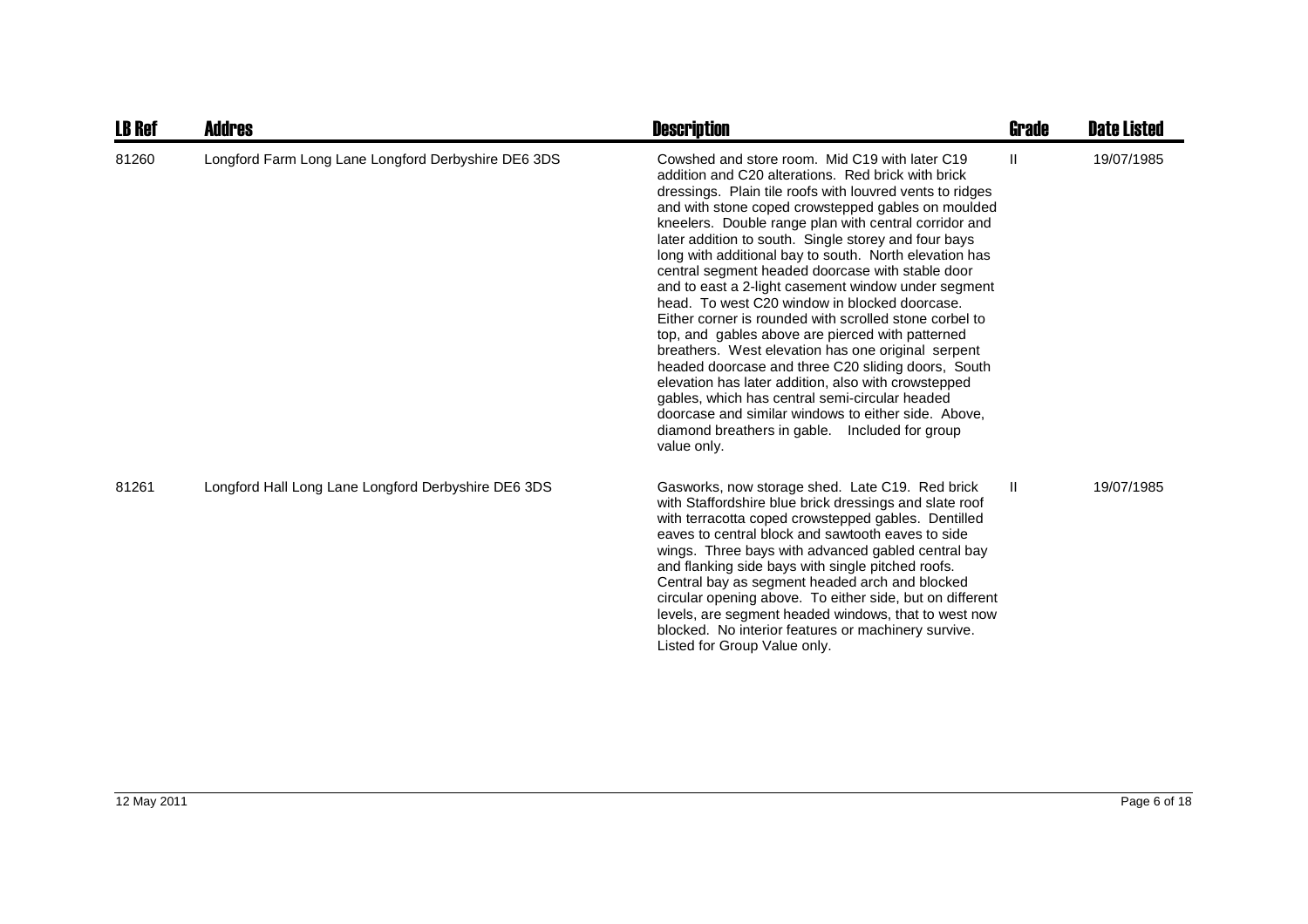| LB Ref | Addres | Description | Grade | Date Listed |
| --- | --- | --- | --- | --- |
| 81260 | Longford Farm Long Lane Longford Derbyshire DE6 3DS | Cowshed and store room. Mid C19 with later C19 addition and C20 alterations. Red brick with brick dressings. Plain tile roofs with louvred vents to ridges and with stone coped crowstepped gables on moulded kneelers. Double range plan with central corridor and later addition to south. Single storey and four bays long with additional bay to south. North elevation has central segment headed doorcase with stable door and to east a 2-light casement window under segment head. To west C20 window in blocked doorcase. Either corner is rounded with scrolled stone corbel to top, and gables above are pierced with patterned breathers. West elevation has one original serpent headed doorcase and three C20 sliding doors, South elevation has later addition, also with crowstepped gables, which has central semi-circular headed doorcase and similar windows to either side. Above, diamond breathers in gable. Included for group value only. | II | 19/07/1985 |
| 81261 | Longford Hall Long Lane Longford Derbyshire DE6 3DS | Gasworks, now storage shed. Late C19. Red brick with Staffordshire blue brick dressings and slate roof with terracotta coped crowstepped gables. Dentilled eaves to central block and sawtooth eaves to side wings. Three bays with advanced gabled central bay and flanking side bays with single pitched roofs. Central bay as segment headed arch and blocked circular opening above. To either side, but on different levels, are segment headed windows, that to west now blocked. No interior features or machinery survive. Listed for Group Value only. | II | 19/07/1985 |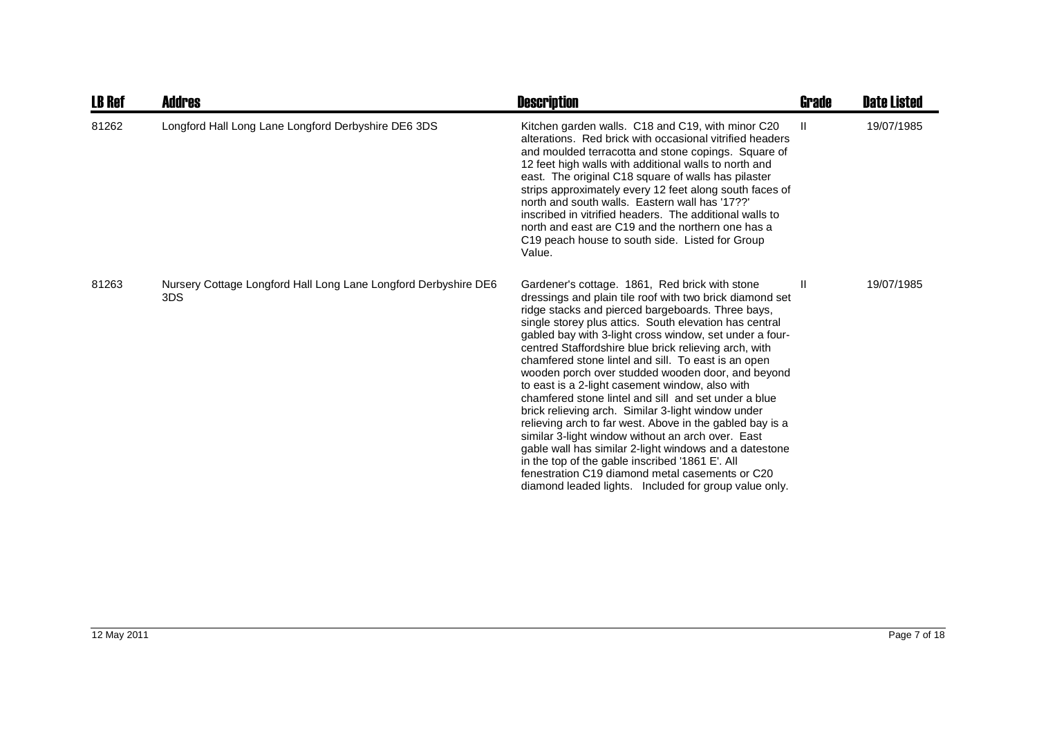| LB Ref | Addres | Description | Grade | Date Listed |
|---|---|---|---|---|
| 81262 | Longford Hall Long Lane Longford Derbyshire DE6 3DS | Kitchen garden walls. C18 and C19, with minor C20 alterations. Red brick with occasional vitrified headers and moulded terracotta and stone copings. Square of 12 feet high walls with additional walls to north and east. The original C18 square of walls has pilaster strips approximately every 12 feet along south faces of north and south walls. Eastern wall has '17??' inscribed in vitrified headers. The additional walls to north and east are C19 and the northern one has a C19 peach house to south side. Listed for Group Value. | II | 19/07/1985 |
| 81263 | Nursery Cottage Longford Hall Long Lane Longford Derbyshire DE6 3DS | Gardener's cottage. 1861, Red brick with stone dressings and plain tile roof with two brick diamond set ridge stacks and pierced bargeboards. Three bays, single storey plus attics. South elevation has central gabled bay with 3-light cross window, set under a four-centred Staffordshire blue brick relieving arch, with chamfered stone lintel and sill. To east is an open wooden porch over studded wooden door, and beyond to east is a 2-light casement window, also with chamfered stone lintel and sill and set under a blue brick relieving arch. Similar 3-light window under relieving arch to far west. Above in the gabled bay is a similar 3-light window without an arch over. East gable wall has similar 2-light windows and a datestone in the top of the gable inscribed '1861 E'. All fenestration C19 diamond metal casements or C20 diamond leaded lights. Included for group value only. | II | 19/07/1985 |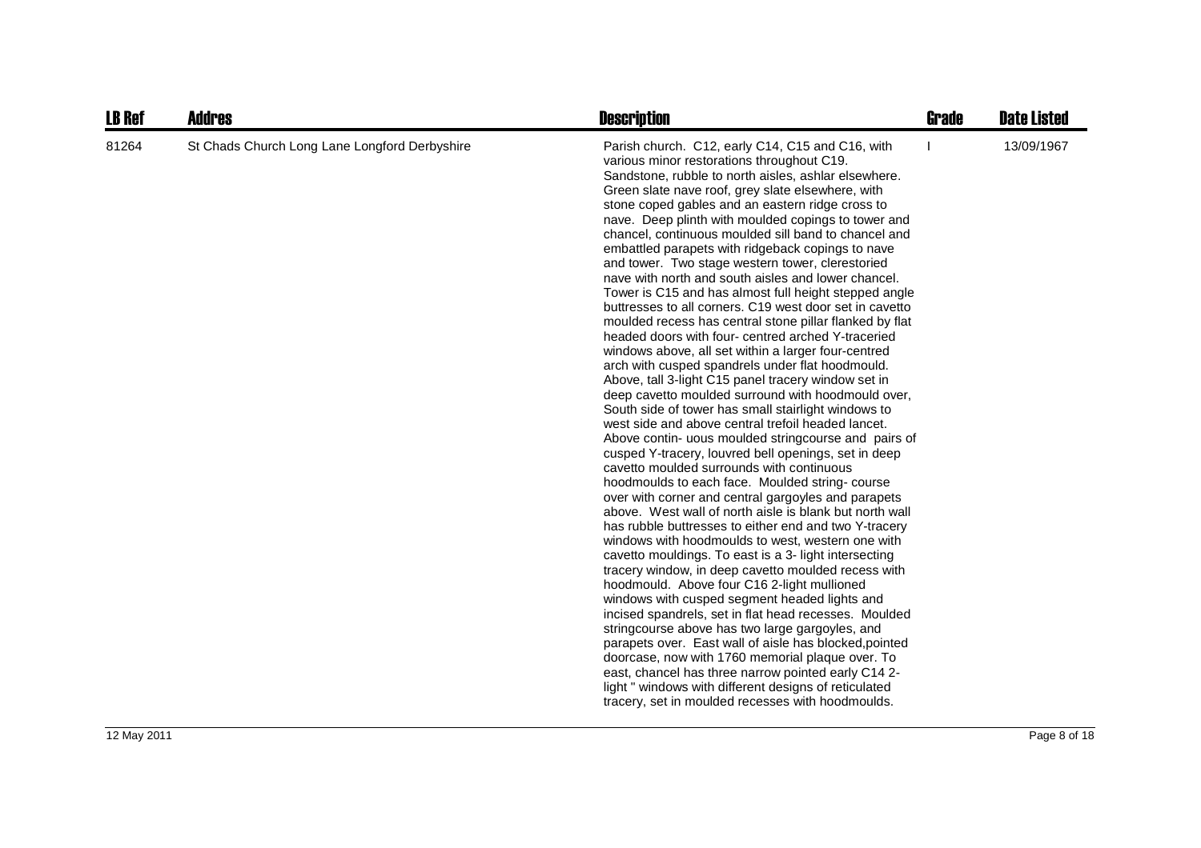| LB Ref | Addres | Description | Grade | Date Listed |
|---|---|---|---|---|
| 81264 | St Chads Church Long Lane Longford Derbyshire | Parish church. C12, early C14, C15 and C16, with various minor restorations throughout C19. Sandstone, rubble to north aisles, ashlar elsewhere. Green slate nave roof, grey slate elsewhere, with stone coped gables and an eastern ridge cross to nave. Deep plinth with moulded copings to tower and chancel, continuous moulded sill band to chancel and embattled parapets with ridgeback copings to nave and tower. Two stage western tower, clerestoried nave with north and south aisles and lower chancel. Tower is C15 and has almost full height stepped angle buttresses to all corners. C19 west door set in cavetto moulded recess has central stone pillar flanked by flat headed doors with four- centred arched Y-traceried windows above, all set within a larger four-centred arch with cusped spandrels under flat hoodmould. Above, tall 3-light C15 panel tracery window set in deep cavetto moulded surround with hoodmould over, South side of tower has small stairlight windows to west side and above central trefoil headed lancet. Above contin- uous moulded stringcourse and pairs of cusped Y-tracery, louvred bell openings, set in deep cavetto moulded surrounds with continuous hoodmoulds to each face. Moulded string- course over with corner and central gargoyles and parapets above. West wall of north aisle is blank but north wall has rubble buttresses to either end and two Y-tracery windows with hoodmoulds to west, western one with cavetto mouldings. To east is a 3- light intersecting tracery window, in deep cavetto moulded recess with hoodmould. Above four C16 2-light mullioned windows with cusped segment headed lights and incised spandrels, set in flat head recesses. Moulded stringcourse above has two large gargoyles, and parapets over. East wall of aisle has blocked,pointed doorcase, now with 1760 memorial plaque over. To east, chancel has three narrow pointed early C14 2-light " windows with different designs of reticulated tracery, set in moulded recesses with hoodmoulds. | I | 13/09/1967 |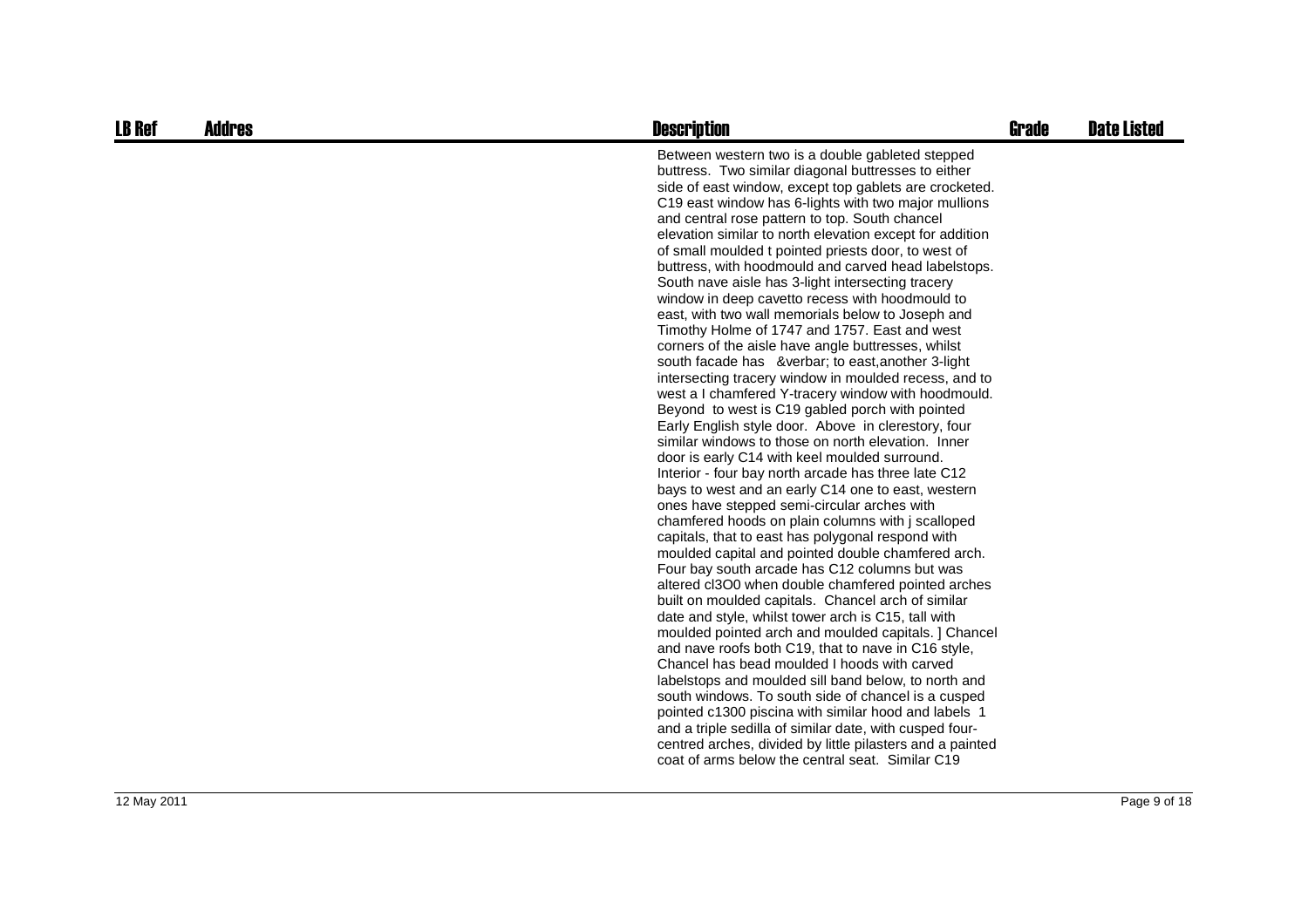| LB Ref | Addres | Description | Grade | Date Listed |
| --- | --- | --- | --- | --- |
| | | Between western two is a double gableted stepped buttress. Two similar diagonal buttresses to either side of east window, except top gablets are crocketed. C19 east window has 6-lights with two major mullions and central rose pattern to top. South chancel elevation similar to north elevation except for addition of small moulded t pointed priests door, to west of buttress, with hoodmould and carved head labelstops. South nave aisle has 3-light intersecting tracery window in deep cavetto recess with hoodmould to east, with two wall memorials below to Joseph and Timothy Holme of 1747 and 1757. East and west corners of the aisle have angle buttresses, whilst south facade has &verbar; to east,another 3-light intersecting tracery window in moulded recess, and to west a I chamfered Y-tracery window with hoodmould. Beyond to west is C19 gabled porch with pointed Early English style door. Above in clerestory, four similar windows to those on north elevation. Inner door is early C14 with keel moulded surround. Interior - four bay north arcade has three late C12 bays to west and an early C14 one to east, western ones have stepped semi-circular arches with chamfered hoods on plain columns with j scalloped capitals, that to east has polygonal respond with moulded capital and pointed double chamfered arch. Four bay south arcade has C12 columns but was altered cl3O0 when double chamfered pointed arches built on moulded capitals. Chancel arch of similar date and style, whilst tower arch is C15, tall with moulded pointed arch and moulded capitals. ] Chancel and nave roofs both C19, that to nave in C16 style, Chancel has bead moulded I hoods with carved labelstops and moulded sill band below, to north and south windows. To south side of chancel is a cusped pointed c1300 piscina with similar hood and labels 1 and a triple sedilla of similar date, with cusped four-centred arches, divided by little pilasters and a painted coat of arms below the central seat. Similar C19 | | |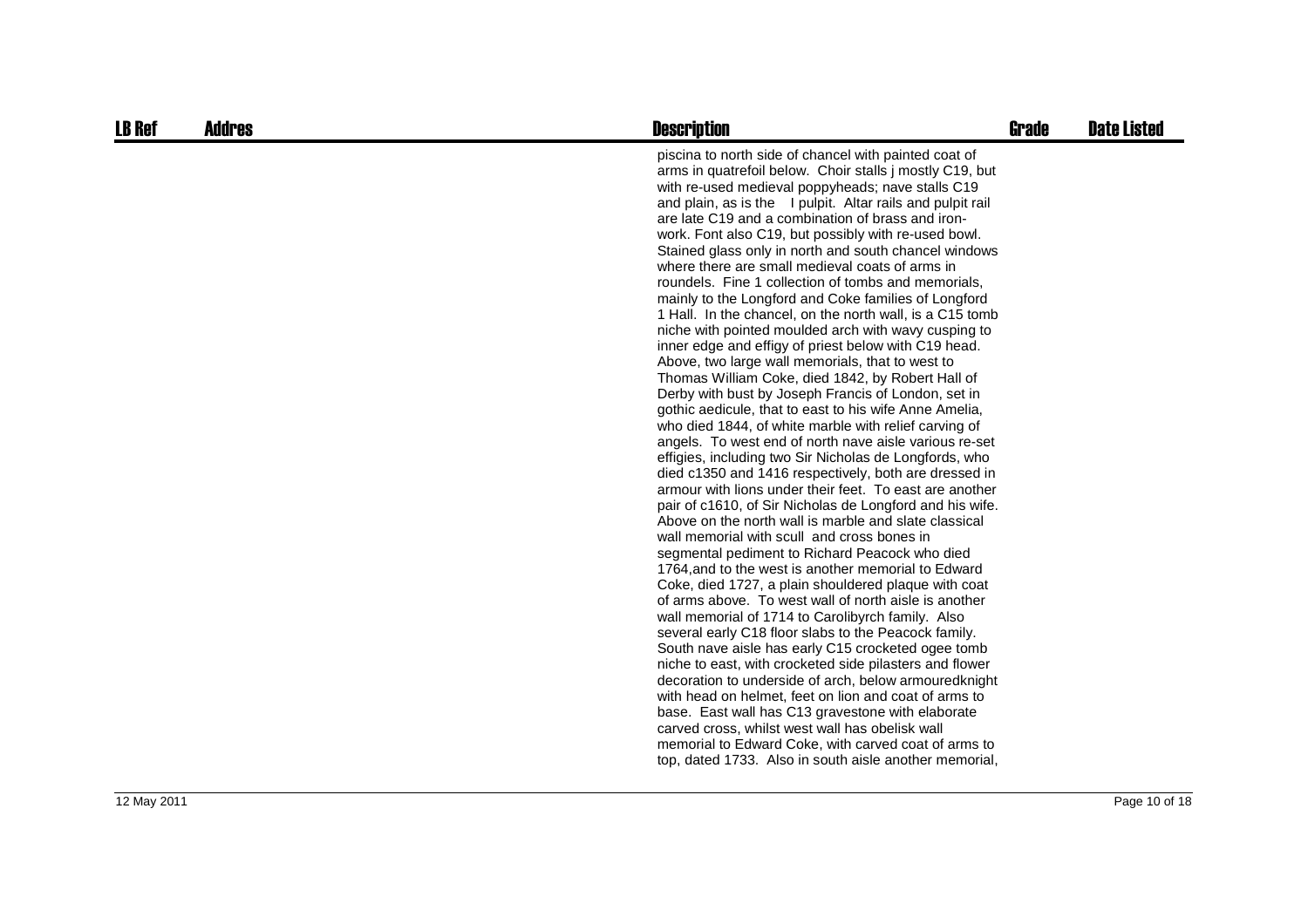| LB Ref | Addres | Description | Grade | Date Listed |
| --- | --- | --- | --- | --- |
| | | piscina to north side of chancel with painted coat of arms in quatrefoil below. Choir stalls j mostly C19, but with re-used medieval poppyheads; nave stalls C19 and plain, as is the I pulpit. Altar rails and pulpit rail are late C19 and a combination of brass and iron-work. Font also C19, but possibly with re-used bowl. Stained glass only in north and south chancel windows where there are small medieval coats of arms in roundels. Fine 1 collection of tombs and memorials, mainly to the Longford and Coke families of Longford 1 Hall. In the chancel, on the north wall, is a C15 tomb niche with pointed moulded arch with wavy cusping to inner edge and effigy of priest below with C19 head. Above, two large wall memorials, that to west to Thomas William Coke, died 1842, by Robert Hall of Derby with bust by Joseph Francis of London, set in gothic aedicule, that to east to his wife Anne Amelia, who died 1844, of white marble with relief carving of angels. To west end of north nave aisle various re-set effigies, including two Sir Nicholas de Longfords, who died c1350 and 1416 respectively, both are dressed in armour with lions under their feet. To east are another pair of c1610, of Sir Nicholas de Longford and his wife. Above on the north wall is marble and slate classical wall memorial with scull and cross bones in segmental pediment to Richard Peacock who died 1764,and to the west is another memorial to Edward Coke, died 1727, a plain shouldered plaque with coat of arms above. To west wall of north aisle is another wall memorial of 1714 to Carolibyrch family. Also several early C18 floor slabs to the Peacock family. South nave aisle has early C15 crocketed ogee tomb niche to east, with crocketed side pilasters and flower decoration to underside of arch, below armouredknight with head on helmet, feet on lion and coat of arms to base. East wall has C13 gravestone with elaborate carved cross, whilst west wall has obelisk wall memorial to Edward Coke, with carved coat of arms to top, dated 1733. Also in south aisle another memorial, | | |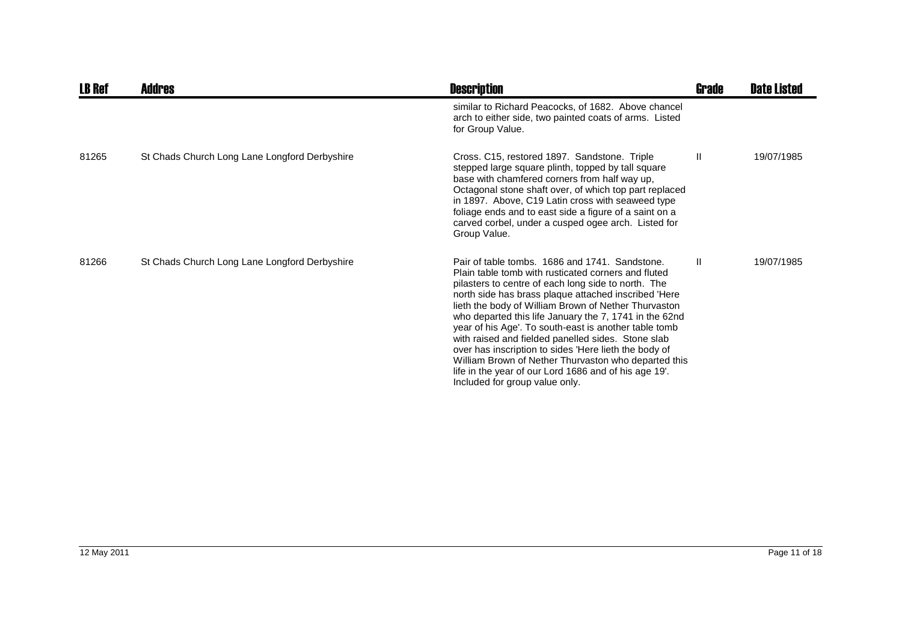| LB Ref | Addres | Description | Grade | Date Listed |
|---|---|---|---|---|
| | | similar to Richard Peacocks, of 1682. Above chancel arch to either side, two painted coats of arms. Listed for Group Value. | | |
| 81265 | St Chads Church Long Lane Longford Derbyshire | Cross. C15, restored 1897. Sandstone. Triple stepped large square plinth, topped by tall square base with chamfered corners from half way up, Octagonal stone shaft over, of which top part replaced in 1897. Above, C19 Latin cross with seaweed type foliage ends and to east side a figure of a saint on a carved corbel, under a cusped ogee arch. Listed for Group Value. | II | 19/07/1985 |
| 81266 | St Chads Church Long Lane Longford Derbyshire | Pair of table tombs. 1686 and 1741. Sandstone. Plain table tomb with rusticated corners and fluted pilasters to centre of each long side to north. The north side has brass plaque attached inscribed 'Here lieth the body of William Brown of Nether Thurvaston who departed this life January the 7, 1741 in the 62nd year of his Age'. To south-east is another table tomb with raised and fielded panelled sides. Stone slab over has inscription to sides 'Here lieth the body of William Brown of Nether Thurvaston who departed this life in the year of our Lord 1686 and of his age 19'. Included for group value only. | II | 19/07/1985 |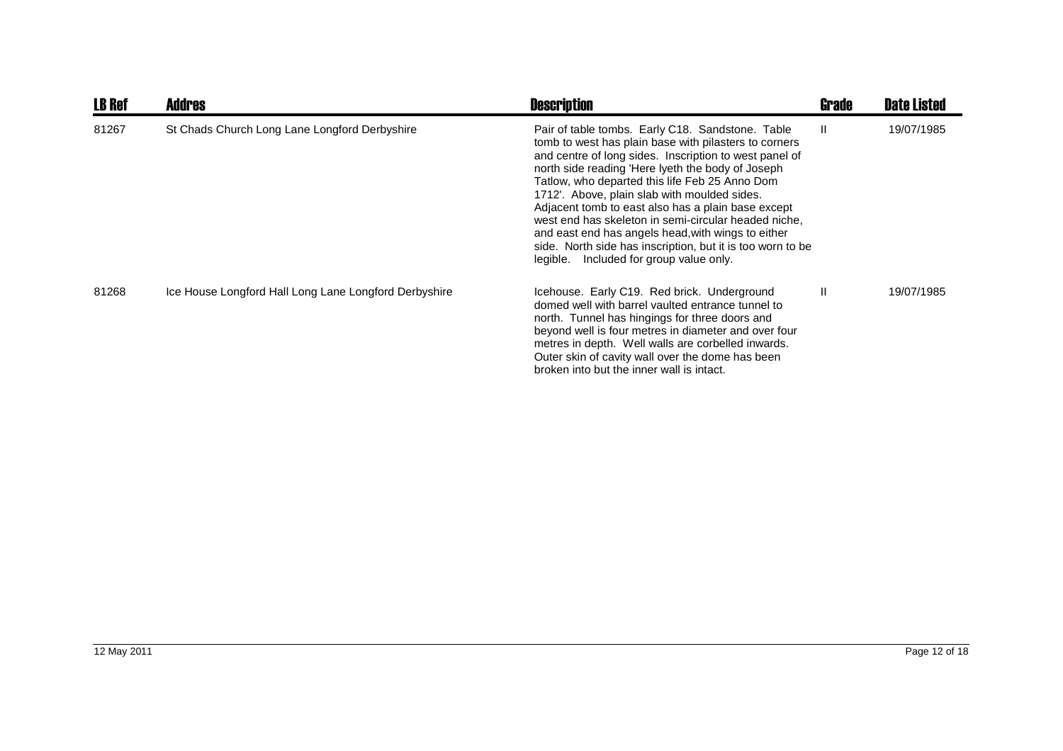| LB Ref | Addres | Description | Grade | Date Listed |
|---|---|---|---|---|
| 81267 | St Chads Church Long Lane Longford Derbyshire | Pair of table tombs. Early C18. Sandstone. Table tomb to west has plain base with pilasters to corners and centre of long sides. Inscription to west panel of north side reading 'Here lyeth the body of Joseph Tatlow, who departed this life Feb 25 Anno Dom 1712'. Above, plain slab with moulded sides. Adjacent tomb to east also has a plain base except west end has skeleton in semi-circular headed niche, and east end has angels head,with wings to either side. North side has inscription, but it is too worn to be legible. Included for group value only. | II | 19/07/1985 |
| 81268 | Ice House Longford Hall Long Lane Longford Derbyshire | Icehouse. Early C19. Red brick. Underground domed well with barrel vaulted entrance tunnel to north. Tunnel has hingings for three doors and beyond well is four metres in diameter and over four metres in depth. Well walls are corbelled inwards. Outer skin of cavity wall over the dome has been broken into but the inner wall is intact. | II | 19/07/1985 |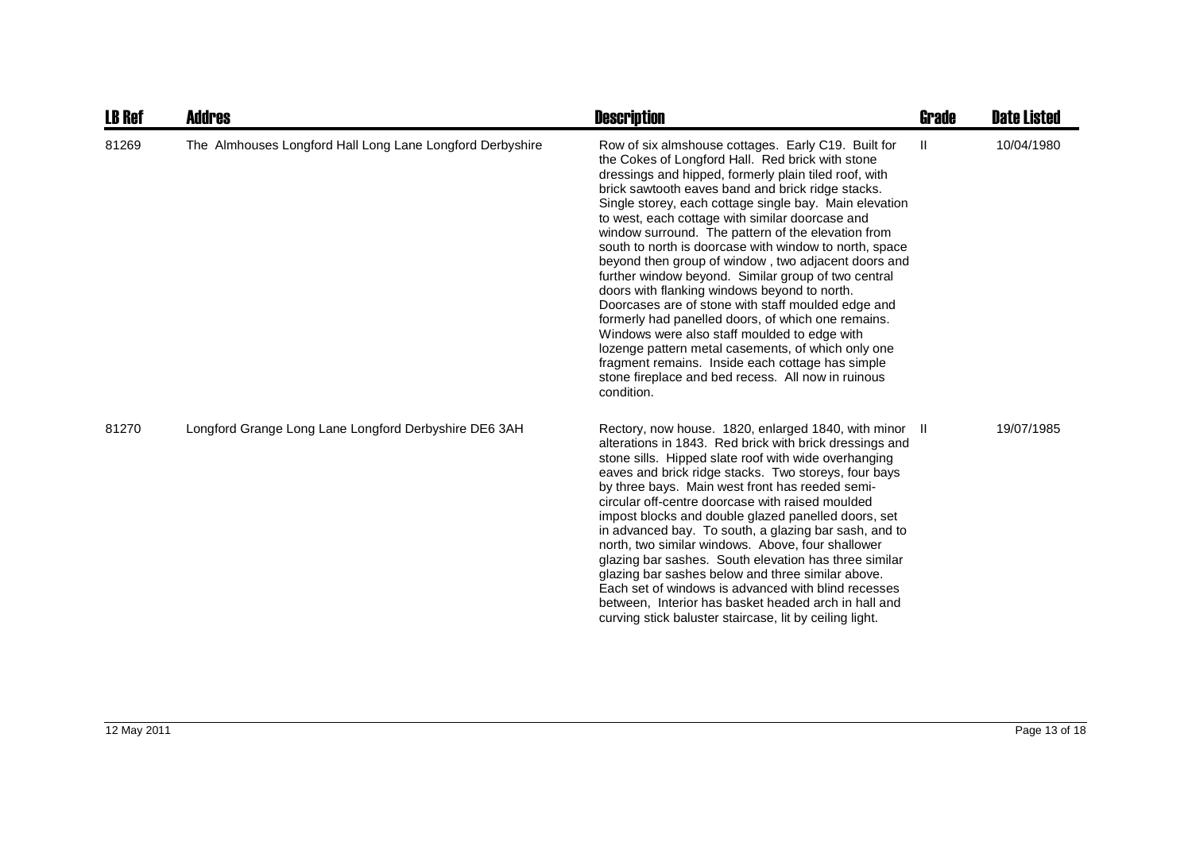| LB Ref | Addres | Description | Grade | Date Listed |
|---|---|---|---|---|
| 81269 | The Almhouses Longford Hall Long Lane Longford Derbyshire | Row of six almshouse cottages. Early C19. Built for the Cokes of Longford Hall. Red brick with stone dressings and hipped, formerly plain tiled roof, with brick sawtooth eaves band and brick ridge stacks. Single storey, each cottage single bay. Main elevation to west, each cottage with similar doorcase and window surround. The pattern of the elevation from south to north is doorcase with window to north, space beyond then group of window , two adjacent doors and further window beyond. Similar group of two central doors with flanking windows beyond to north. Doorcases are of stone with staff moulded edge and formerly had panelled doors, of which one remains. Windows were also staff moulded to edge with lozenge pattern metal casements, of which only one fragment remains. Inside each cottage has simple stone fireplace and bed recess. All now in ruinous condition. | II | 10/04/1980 |
| 81270 | Longford Grange Long Lane Longford Derbyshire DE6 3AH | Rectory, now house. 1820, enlarged 1840, with minor alterations in 1843. Red brick with brick dressings and stone sills. Hipped slate roof with wide overhanging eaves and brick ridge stacks. Two storeys, four bays by three bays. Main west front has reeded semi-circular off-centre doorcase with raised moulded impost blocks and double glazed panelled doors, set in advanced bay. To south, a glazing bar sash, and to north, two similar windows. Above, four shallower glazing bar sashes. South elevation has three similar glazing bar sashes below and three similar above. Each set of windows is advanced with blind recesses between, Interior has basket headed arch in hall and curving stick baluster staircase, lit by ceiling light. | II | 19/07/1985 |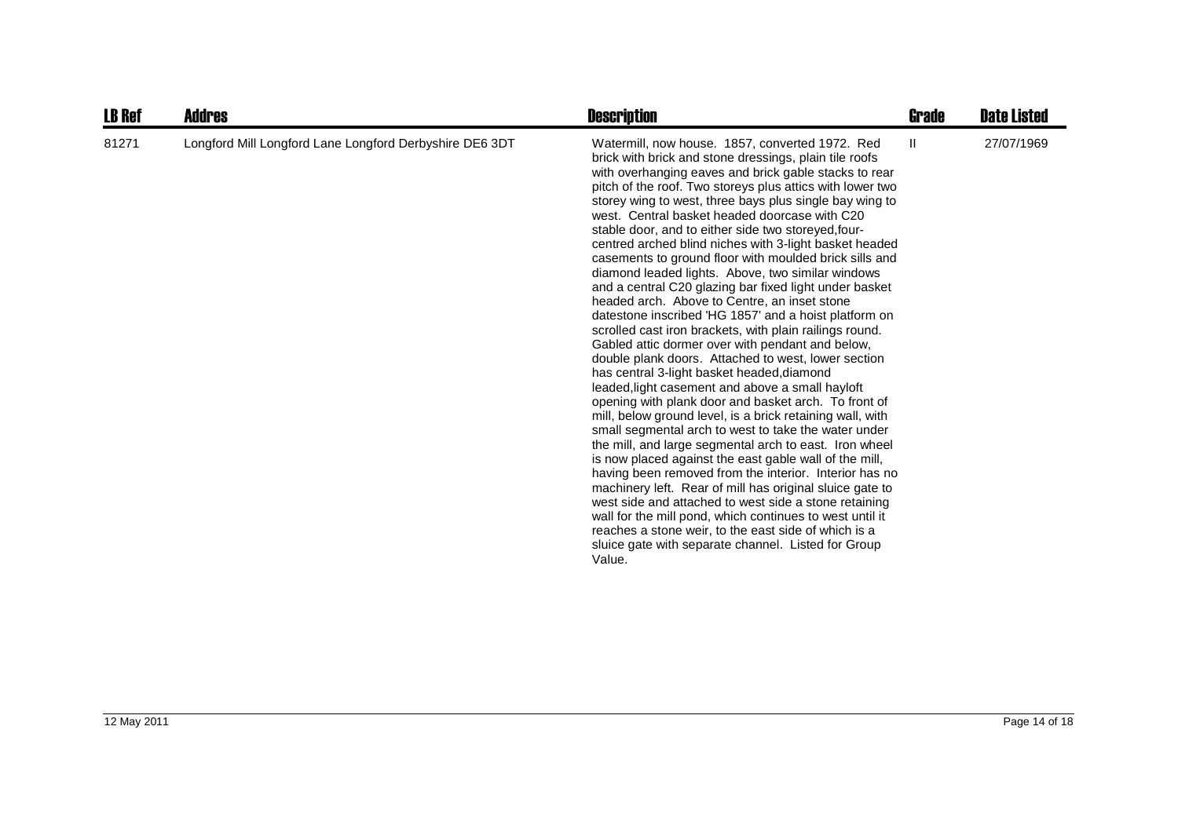| LB Ref | Addres | Description | Grade | Date Listed |
|---|---|---|---|---|
| 81271 | Longford Mill Longford Lane Longford Derbyshire DE6 3DT | Watermill, now house. 1857, converted 1972. Red brick with brick and stone dressings, plain tile roofs with overhanging eaves and brick gable stacks to rear pitch of the roof. Two storeys plus attics with lower two storey wing to west, three bays plus single bay wing to west. Central basket headed doorcase with C20 stable door, and to either side two storeyed,four-centred arched blind niches with 3-light basket headed casements to ground floor with moulded brick sills and diamond leaded lights. Above, two similar windows and a central C20 glazing bar fixed light under basket headed arch. Above to Centre, an inset stone datestone inscribed 'HG 1857' and a hoist platform on scrolled cast iron brackets, with plain railings round. Gabled attic dormer over with pendant and below, double plank doors. Attached to west, lower section has central 3-light basket headed,diamond leaded,light casement and above a small hayloft opening with plank door and basket arch. To front of mill, below ground level, is a brick retaining wall, with small segmental arch to west to take the water under the mill, and large segmental arch to east. Iron wheel is now placed against the east gable wall of the mill, having been removed from the interior. Interior has no machinery left. Rear of mill has original sluice gate to west side and attached to west side a stone retaining wall for the mill pond, which continues to west until it reaches a stone weir, to the east side of which is a sluice gate with separate channel. Listed for Group Value. | II | 27/07/1969 |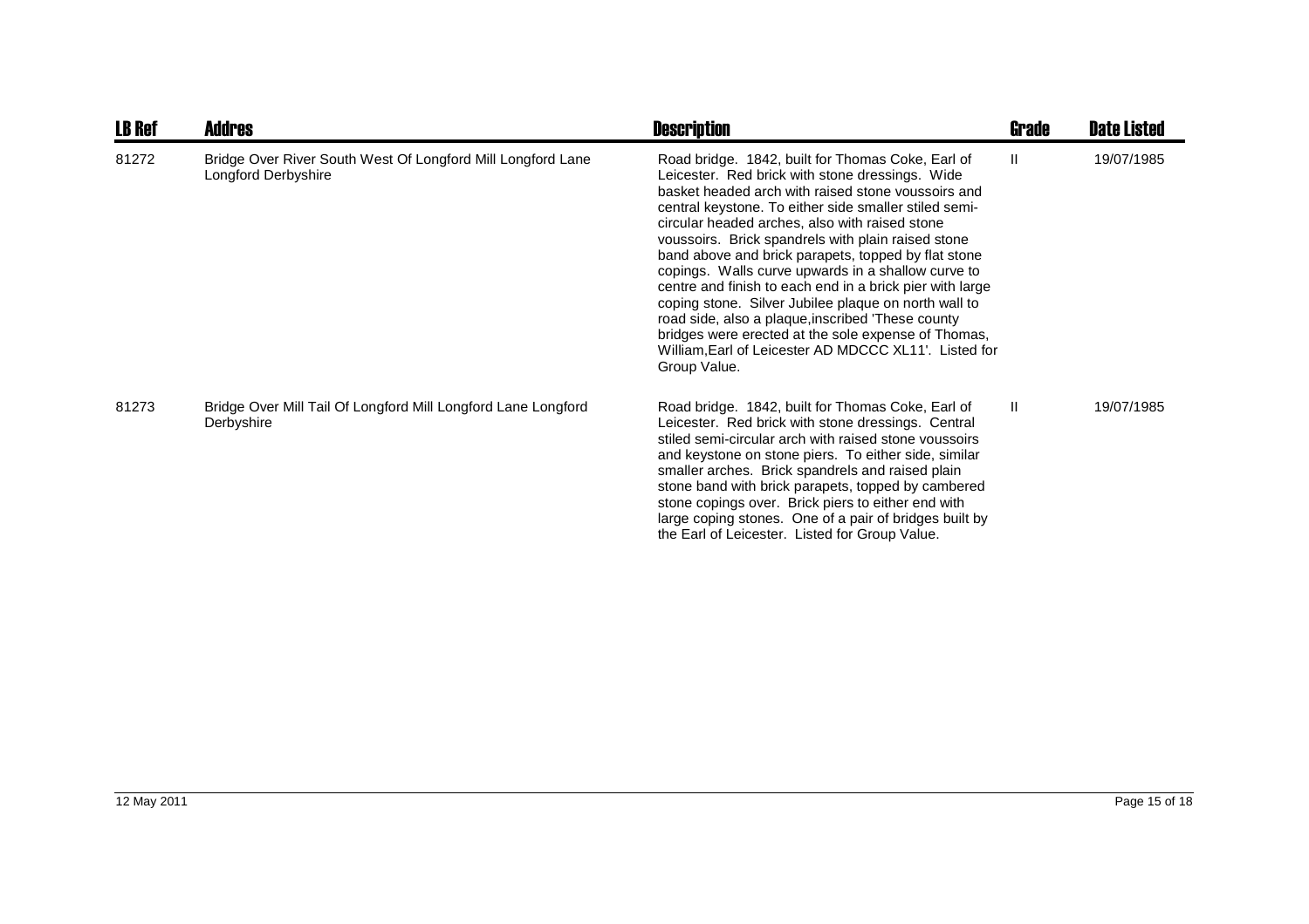| LB Ref | Addres | Description | Grade | Date Listed |
|---|---|---|---|---|
| 81272 | Bridge Over River South West Of Longford Mill Longford Lane Longford Derbyshire | Road bridge. 1842, built for Thomas Coke, Earl of Leicester. Red brick with stone dressings. Wide basket headed arch with raised stone voussoirs and central keystone. To either side smaller stiled semi-circular headed arches, also with raised stone voussoirs. Brick spandrels with plain raised stone band above and brick parapets, topped by flat stone copings. Walls curve upwards in a shallow curve to centre and finish to each end in a brick pier with large coping stone. Silver Jubilee plaque on north wall to road side, also a plaque,inscribed 'These county bridges were erected at the sole expense of Thomas, William,Earl of Leicester AD MDCCC XL11'. Listed for Group Value. | II | 19/07/1985 |
| 81273 | Bridge Over Mill Tail Of Longford Mill Longford Lane Longford Derbyshire | Road bridge. 1842, built for Thomas Coke, Earl of Leicester. Red brick with stone dressings. Central stiled semi-circular arch with raised stone voussoirs and keystone on stone piers. To either side, similar smaller arches. Brick spandrels and raised plain stone band with brick parapets, topped by cambered stone copings over. Brick piers to either end with large coping stones. One of a pair of bridges built by the Earl of Leicester. Listed for Group Value. | II | 19/07/1985 |

12 May 2011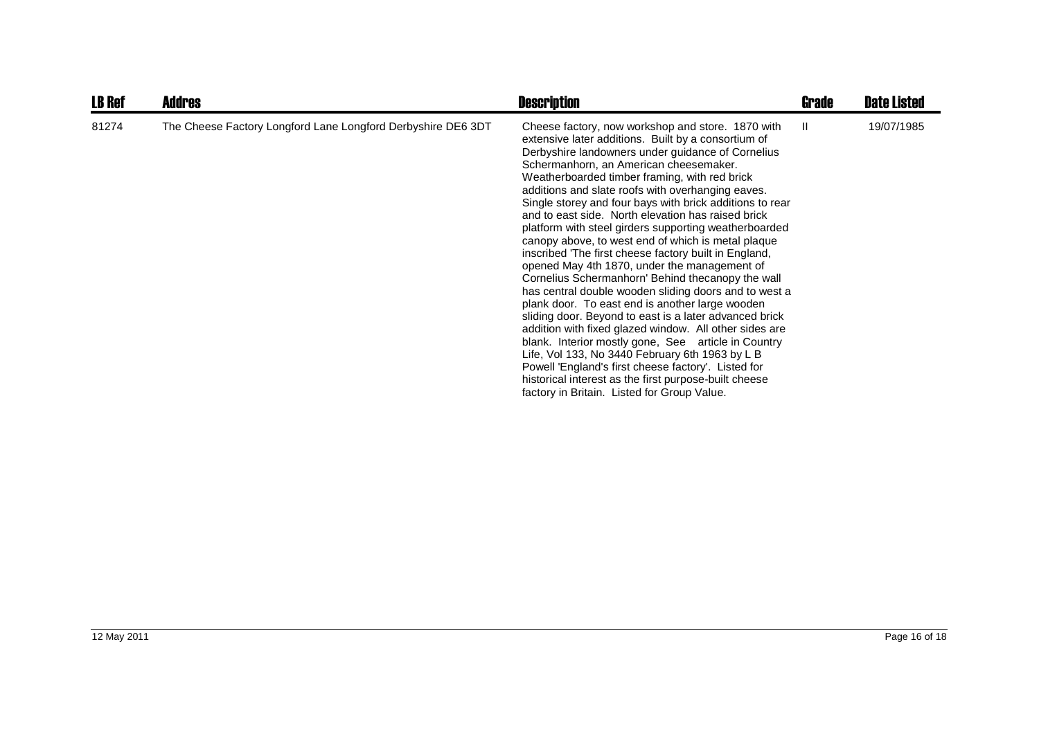| LB Ref | Addres | Description | Grade | Date Listed |
|---|---|---|---|---|
| 81274 | The Cheese Factory Longford Lane Longford Derbyshire DE6 3DT | Cheese factory, now workshop and store. 1870 with extensive later additions. Built by a consortium of Derbyshire landowners under guidance of Cornelius Schermanhorn, an American cheesemaker. Weatherboarded timber framing, with red brick additions and slate roofs with overhanging eaves. Single storey and four bays with brick additions to rear and to east side. North elevation has raised brick platform with steel girders supporting weatherboarded canopy above, to west end of which is metal plaque inscribed 'The first cheese factory built in England, opened May 4th 1870, under the management of Cornelius Schermanhorn' Behind thecanopy the wall has central double wooden sliding doors and to west a plank door. To east end is another large wooden sliding door. Beyond to east is a later advanced brick addition with fixed glazed window. All other sides are blank. Interior mostly gone, See article in Country Life, Vol 133, No 3440 February 6th 1963 by L B Powell 'England's first cheese factory'. Listed for historical interest as the first purpose-built cheese factory in Britain. Listed for Group Value. | II | 19/07/1985 |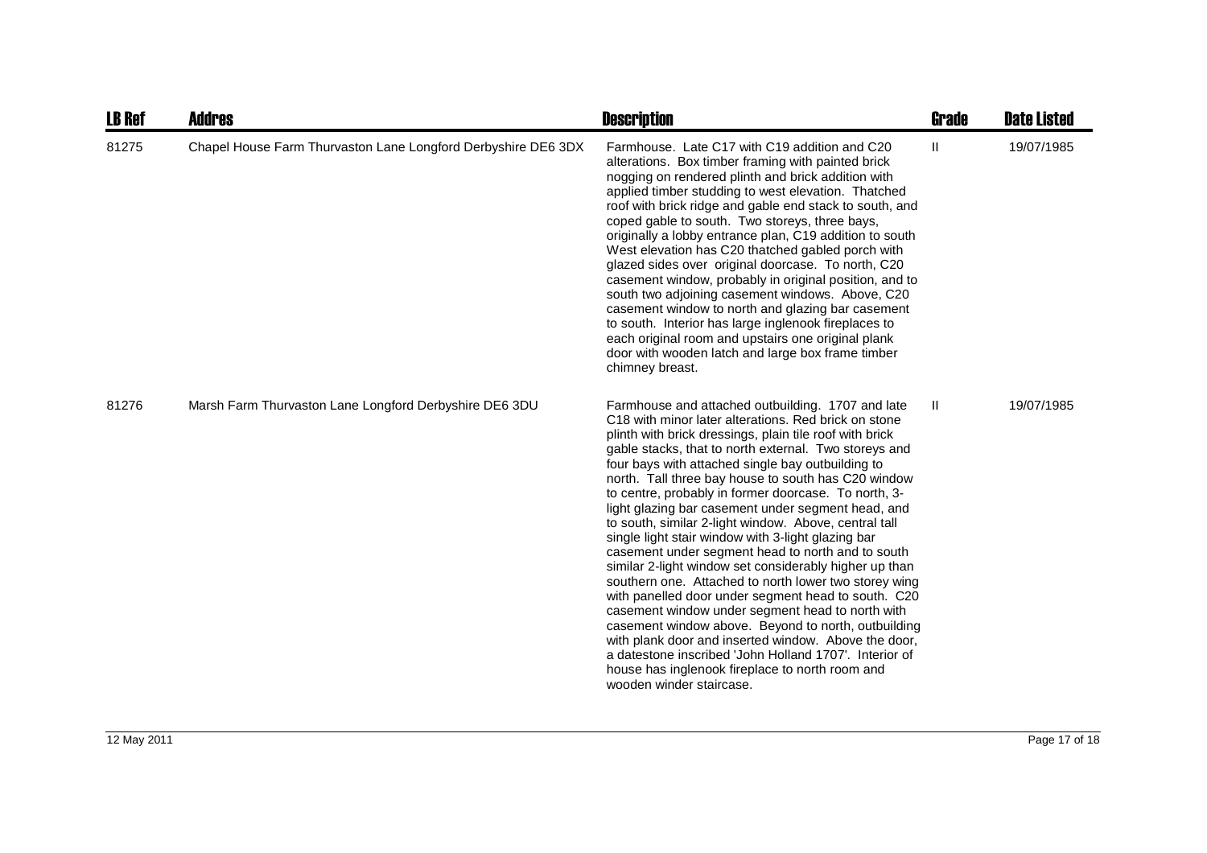| LB Ref | Addres | Description | Grade | Date Listed |
| --- | --- | --- | --- | --- |
| 81275 | Chapel House Farm Thurvaston Lane Longford Derbyshire DE6 3DX | Farmhouse. Late C17 with C19 addition and C20 alterations. Box timber framing with painted brick nogging on rendered plinth and brick addition with applied timber studding to west elevation. Thatched roof with brick ridge and gable end stack to south, and coped gable to south. Two storeys, three bays, originally a lobby entrance plan, C19 addition to south West elevation has C20 thatched gabled porch with glazed sides over original doorcase. To north, C20 casement window, probably in original position, and to south two adjoining casement windows. Above, C20 casement window to north and glazing bar casement to south. Interior has large inglenook fireplaces to each original room and upstairs one original plank door with wooden latch and large box frame timber chimney breast. | II | 19/07/1985 |
| 81276 | Marsh Farm Thurvaston Lane Longford Derbyshire DE6 3DU | Farmhouse and attached outbuilding. 1707 and late C18 with minor later alterations. Red brick on stone plinth with brick dressings, plain tile roof with brick gable stacks, that to north external. Two storeys and four bays with attached single bay outbuilding to north. Tall three bay house to south has C20 window to centre, probably in former doorcase. To north, 3-light glazing bar casement under segment head, and to south, similar 2-light window. Above, central tall single light stair window with 3-light glazing bar casement under segment head to north and to south similar 2-light window set considerably higher up than southern one. Attached to north lower two storey wing with panelled door under segment head to south. C20 casement window under segment head to north with casement window above. Beyond to north, outbuilding with plank door and inserted window. Above the door, a datestone inscribed 'John Holland 1707'. Interior of house has inglenook fireplace to north room and wooden winder staircase. | II | 19/07/1985 |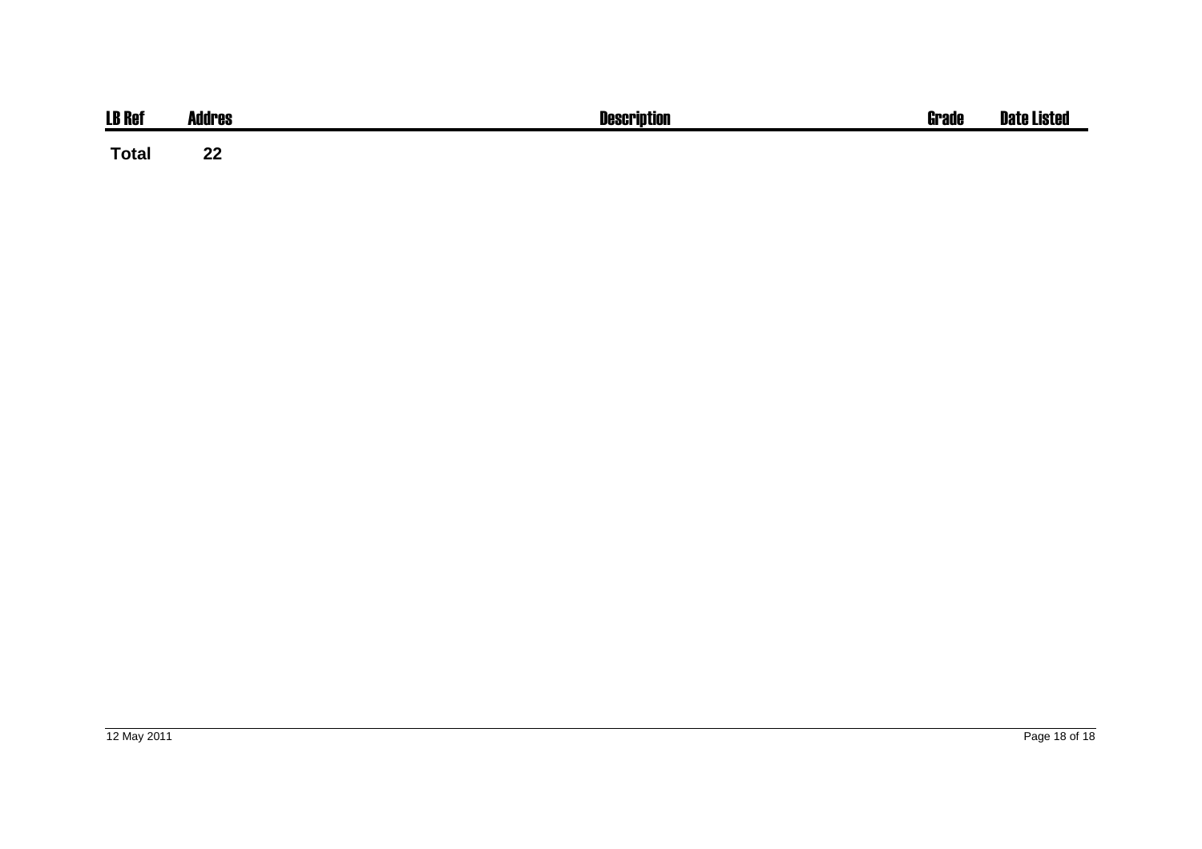| LB Ref | Addres | Description | Grade | Date Listed |
|---|---|---|---|---|
| **Total** | **22** | | | |

12 May 2011